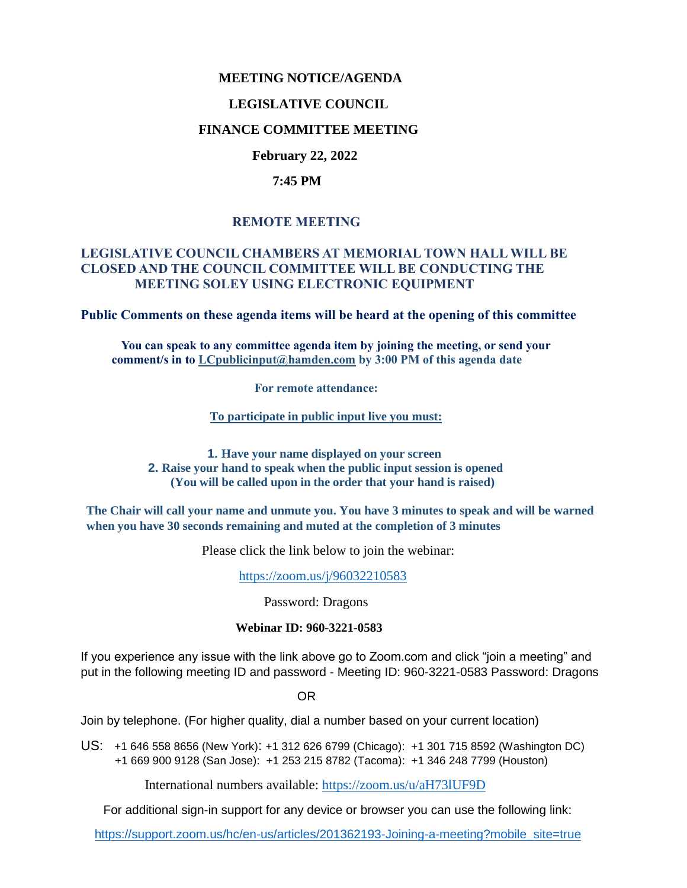# MEETING NOTICE/AGENDA

## LEGISLATIVE COUNCIL

## FINANCE COMMITTEE MEETING

**February 22, 2022**

**7:45 PM**

**REMOTE MEETING**

**LEGISLATIVE COUNCIL CHAMBERS AT MEMORIAL TOWN HALL WILL BE CLOSED AND THE COUNCIL COMMITTEE WILL BE CONDUCTING THE MEETING SOLEY USING ELECTRONIC EQUIPMENT**

**Public Comments on these agenda items will be heard at the opening of this committee**

**You can speak to any committee agenda item by joining the meeting, or send your comment/s in to LCpublicinput@hamden.com by 3:00 PM of this agenda date**

**For remote attendance:**

**To participate in public input live you must:**

1. **Have your name displayed on your screen**
2. **Raise your hand to speak when the public input session is opened (You will be called upon in the order that your hand is raised)**

**The Chair will call your name and unmute you. You have 3 minutes to speak and will be warned when you have 30 seconds remaining and muted at the completion of 3 minutes**

Please click the link below to join the webinar:

https://zoom.us/j/96032210583

Password: Dragons

**Webinar ID: 960-3221-0583**

If you experience any issue with the link above go to Zoom.com and click "join a meeting" and put in the following meeting ID and password - Meeting ID: 960-3221-0583 Password: Dragons

OR

Join by telephone. (For higher quality, dial a number based on your current location)

US: +1 646 558 8656 (New York): +1 312 626 6799 (Chicago): +1 301 715 8592 (Washington DC)
+1 669 900 9128 (San Jose): +1 253 215 8782 (Tacoma): +1 346 248 7799 (Houston)

International numbers available: https://zoom.us/u/aH73lUF9D

For additional sign-in support for any device or browser you can use the following link:

https://support.zoom.us/hc/en-us/articles/201362193-Joining-a-meeting?mobile_site=true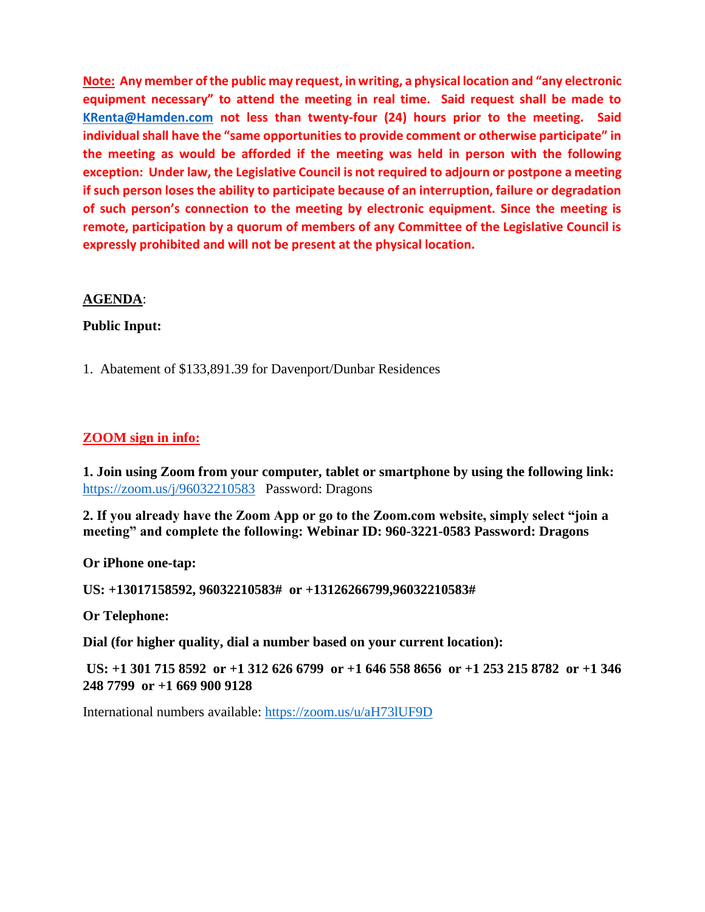**Note: Any member of the public may request, in writing, a physical location and "any electronic equipment necessary" to attend the meeting in real time. Said request shall be made to [KRenta@Hamden.com](mailto:KRenta@Hamden.com) not less than twenty-four (24) hours prior to the meeting. Said individual shall have the "same opportunities to provide comment or otherwise participate" in the meeting as would be afforded if the meeting was held in person with the following exception: Under law, the Legislative Council is not required to adjourn or postpone a meeting if such person loses the ability to participate because of an interruption, failure or degradation of such person's connection to the meeting by electronic equipment. Since the meeting is remote, participation by a quorum of members of any Committee of the Legislative Council is expressly prohibited and will not be present at the physical location.**

**AGENDA**:

**Public Input:**

1. Abatement of $133,891.39 for Davenport/Dunbar Residences

**ZOOM sign in info:**

**1. Join using Zoom from your computer, tablet or smartphone by using the following link:** https://zoom.us/j/96032210583 Password: Dragons

**2. If you already have the Zoom App or go to the Zoom.com website, simply select "join a meeting" and complete the following: Webinar ID: 960-3221-0583 Password: Dragons**

**Or iPhone one-tap:**

**US: +13017158592, 96032210583# or +13126266799,96032210583#**

**Or Telephone:**

**Dial (for higher quality, dial a number based on your current location):**

**US: +1 301 715 8592 or +1 312 626 6799 or +1 646 558 8656 or +1 253 215 8782 or +1 346 248 7799 or +1 669 900 9128**

International numbers available: https://zoom.us/u/aH73lUF9D